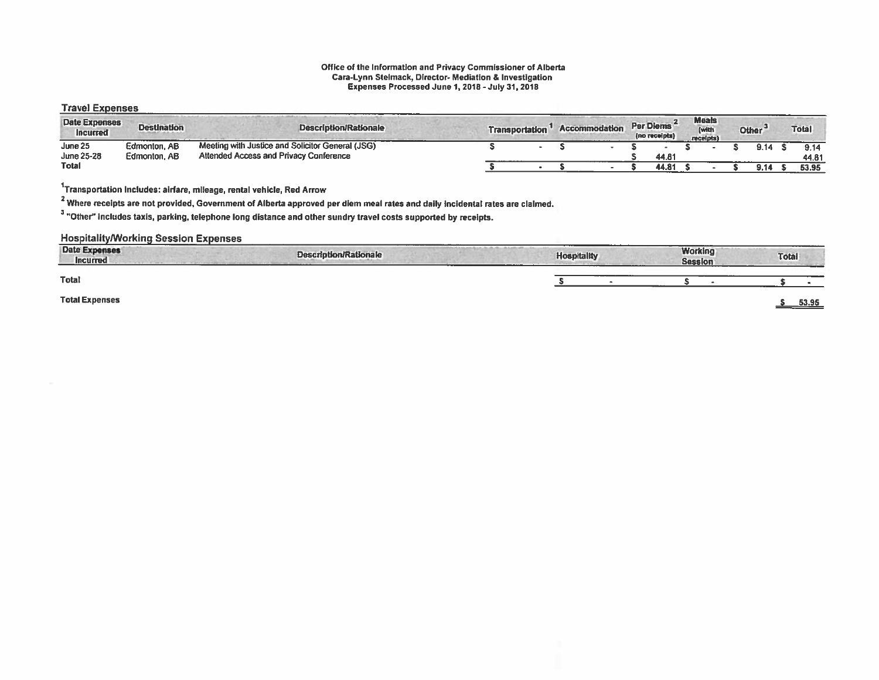**Office of the Information and Privacy Commissioner of Alberta**
**Cara-Lynn Stelmack, Director- Mediation & Investigation**
**Expenses Processed June 1, 2018 - July 31, 2018**

## Travel Expenses

| Date Expenses Incurred | Destination | Description/Rationale | Transportation [1] | Accommodation | Per Diems [2] (no receipts) | Meals (with receipts) | Other [3] | Total |
|---|---|---|---|---|---|---|---|---|
| June 25 | Edmonton, AB | Meeting with Justice and Solicitor General (JSG) | $ - | $ - | $ - | $ - | $ 9.14 | $ 9.14 |
| June 25-28 | Edmonton, AB | Attended Access and Privacy Conference | | | $ 44.81 | | | 44.81 |
| **Total** | | | $ - | $ - | $ 44.81 | $ - | $ 9.14 | $ 53.95 |

[1] Transportation includes: airfare, mileage, rental vehicle, Red Arrow

[2] Where receipts are not provided, Government of Alberta approved per diem meal rates and daily incidental rates are claimed.

[3] "Other" includes taxis, parking, telephone long distance and other sundry travel costs supported by receipts.

## Hospitality/Working Session Expenses

| Date Expenses Incurred | Description/Rationale | Hospitality | Working Session | Total |
|---|---|---|---|---|
| **Total** | | $ - | $ - | $ - |

**Total Expenses** $ 53.95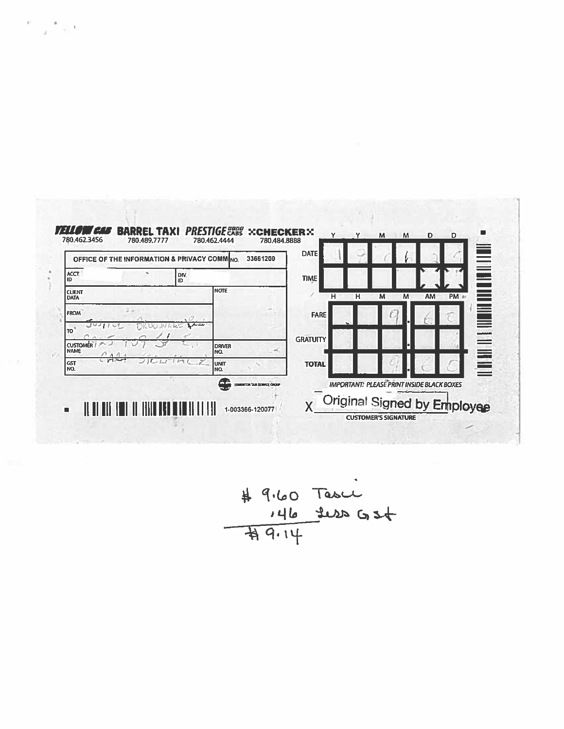**YELLOW CAB** 780.462.3456 | **BARREL TAXI** 780.489.7777 | **PRESTIGE CABS** 780.462.4444 | **CHECKER** 780.484.8888

| OFFICE OF THE INFORMATION & PRIVACY COMM | NO. 33661200 |
|---|---|
| ACCT ID | DIV ID |
| CLIENT DATA | NOTE |
| FROM Justice Brownlee Bldg | |
| TO 9925 109 St E. | |
| CUSTOMER NAME Carl Stelmach | DRIVER NO. |
| GST NO. | UNIT NO. |

| | Y | Y | M | M | D | D |
|---|---|---|---|---|---|---|
| DATE | 1 | 2 | 0 | 6 | 2 | 9 |
| TIME | | | | | | |
| | H | H | M | M | AM | PM |

| | | | | | . | | |
|---|---|---|---|---|---|---|---|
| FARE | | | 9 | . | 6 | 0 |
| GRATUITY | | | | . | | |
| TOTAL | | | 9 | . | 6 | 0 |

*IMPORTANT: PLEASE PRINT INSIDE BLACK BOXES*

EDMONTON TAXI SERVICE GROUP

1-003366-120077

X Original Signed by Employee
CUSTOMER'S SIGNATURE

$ 9.60 Taxi
.46 less GST
$ 9.14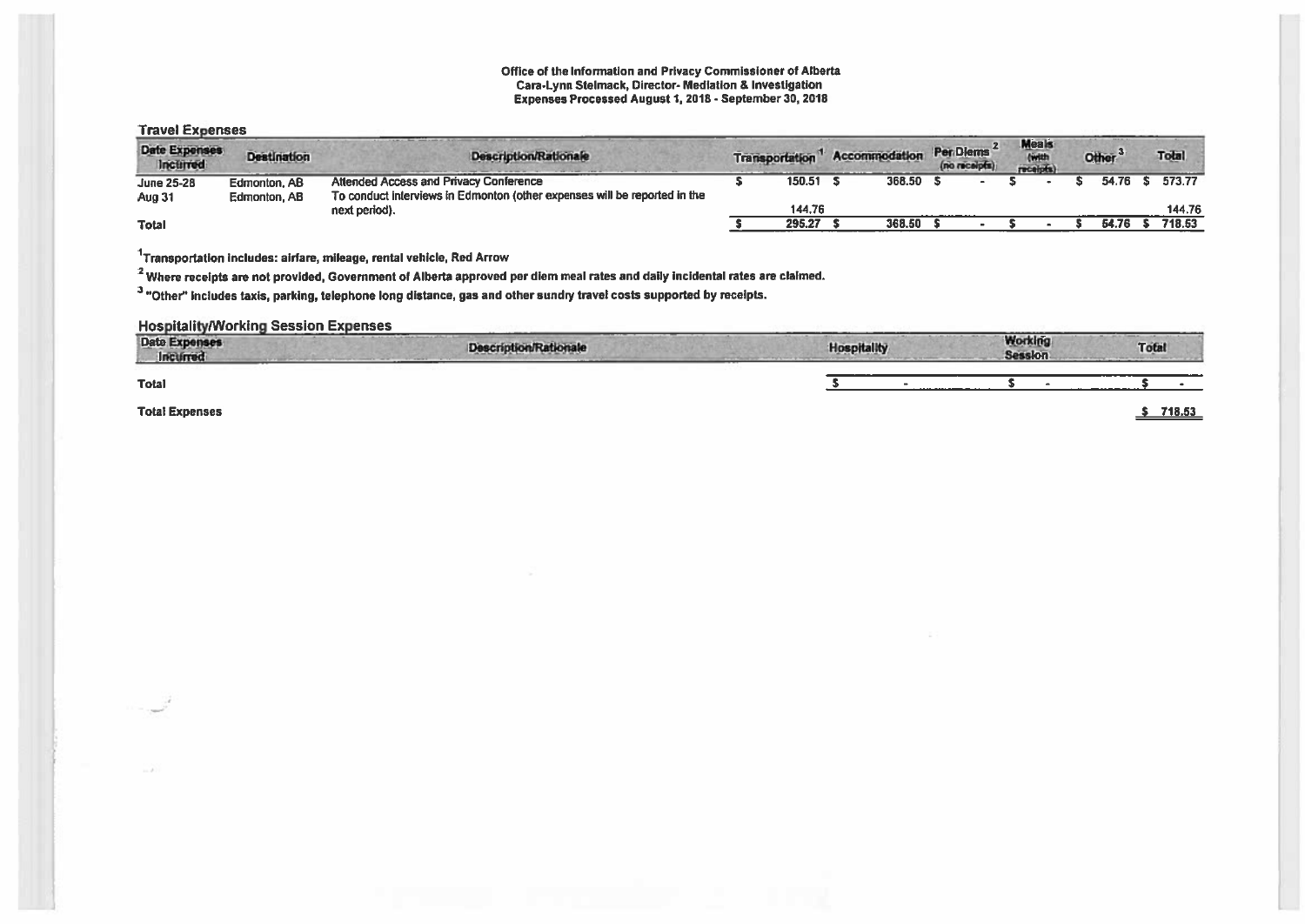**Office of the Information and Privacy Commissioner of Alberta**
**Cara-Lynn Stelmack, Director- Mediation & Investigation**
**Expenses Processed August 1, 2018 - September 30, 2018**

## Travel Expenses

| Date Expenses Incurred | Destination | Description/Rationale | Transportation [1] | Accommodation | Per Diems [2] (no receipts) | Meals (with receipts) | Other [3] | Total |
|---|---|---|---|---|---|---|---|---|
| June 25-28 | Edmonton, AB | Attended Access and Privacy Conference | $ 150.51 | $ 368.50 | $ - | $ - | $ 54.76 | $ 573.77 |
| Aug 31 | Edmonton, AB | To conduct interviews in Edmonton (other expenses will be reported in the next period). | 144.76 | | | | | 144.76 |
| **Total** | | | $ 295.27 | $ 368.50 | $ - | $ - | $ 54.76 | $ 718.53 |

[1]Transportation includes: airfare, mileage, rental vehicle, Red Arrow

[2] Where receipts are not provided, Government of Alberta approved per diem meal rates and daily incidental rates are claimed.

[3] "Other" includes taxis, parking, telephone long distance, gas and other sundry travel costs supported by receipts.

## Hospitality/Working Session Expenses

| Date Expenses Incurred | Description/Rationale | Hospitality | Working Session | Total |
|---|---|---|---|---|
| **Total** | | $ - | $ - | $ - |

**Total Expenses** $ 718.53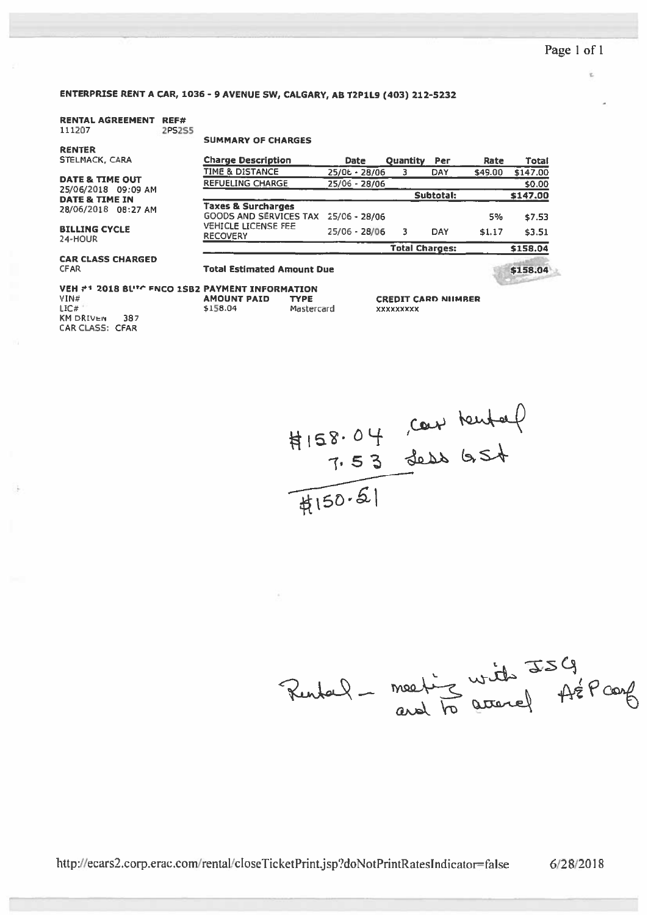**ENTERPRISE RENT A CAR, 1036 - 9 AVENUE SW, CALGARY, AB T2P1L9 (403) 212-5232**

**RENTAL AGREEMENT** 111207
**REF#** 2PS2S5

**RENTER**
STELMACK, CARA

**DATE & TIME OUT**
25/06/2018 09:09 AM

**DATE & TIME IN**
28/06/2018 08:27 AM

**BILLING CYCLE**
24-HOUR

**CAR CLASS CHARGED**
CFAR

**SUMMARY OF CHARGES**

| Charge Description | Date | Quantity | Per | Rate | Total |
|---|---|---|---|---|---|
| TIME & DISTANCE | 25/06 - 28/06 | 3 | DAY | $49.00 | $147.00 |
| REFUELING CHARGE | 25/06 - 28/06 | | | | $0.00 |
| | | | Subtotal: | | $147.00 |
| **Taxes & Surcharges** | | | | | |
| GOODS AND SERVICES TAX | 25/06 - 28/06 | | | 5% | $7.53 |
| VEHICLE LICENSE FEE RECOVERY | 25/06 - 28/06 | 3 | DAY | $1.17 | $3.51 |
| | | | Total Charges: | | $158.04 |
| **Total Estimated Amount Due** | | | | | $158.04 |

**VEH #1 2018 BUIC ENCO 1SB2**
VIN#
LIC#
KM DRIVEN 387
CAR CLASS: CFAR

**PAYMENT INFORMATION**

| AMOUNT PAID | TYPE | CREDIT CARD NUMBER |
|---|---|---|
| $158.04 | Mastercard | XXXXXXXXX |

$158.04 car rental
7.53 less GST
$150.51

Rental – meeting with JSG and to attend AEP conf

http://ecars2.corp.erac.com/rental/closeTicketPrint.jsp?doNotPrintRatesIndicator=false 6/28/2018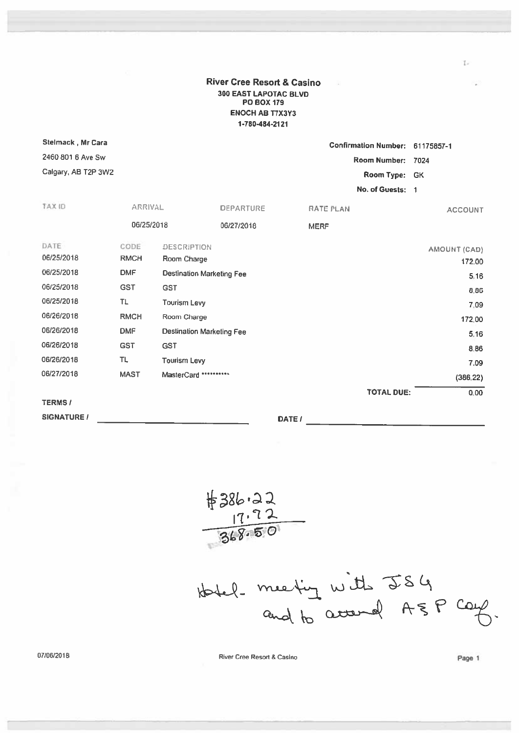**River Cree Resort & Casino**
**300 EAST LAPOTAC BLVD**
**PO BOX 179**
**ENOCH AB T7X3Y3**
**1-780-484-2121**

Stelmack , Mr Cara
2460 801 6 Ave Sw
Calgary, AB T2P 3W2

**Confirmation Number:** 61175857-1
**Room Number:** 7024
**Room Type:** GK
**No. of Guests:** 1

| TAX ID | ARRIVAL | DEPARTURE | RATE PLAN | ACCOUNT |
|---|---|---|---|---|
| | 06/25/2018 | 06/27/2018 | MERF | |

| DATE | CODE | DESCRIPTION | AMOUNT (CAD) |
|---|---|---|---|
| 06/25/2018 | RMCH | Room Charge | 172.00 |
| 06/25/2018 | DMF | Destination Marketing Fee | 5.16 |
| 06/25/2018 | GST | GST | 8.86 |
| 06/25/2018 | TL | Tourism Levy | 7.09 |
| 06/26/2018 | RMCH | Room Charge | 172.00 |
| 06/26/2018 | DMF | Destination Marketing Fee | 5.16 |
| 06/26/2018 | GST | GST | 8.86 |
| 06/26/2018 | TL | Tourism Levy | 7.09 |
| 06/27/2018 | MAST | MasterCard ********** | (386.22) |
| | | **TOTAL DUE:** | 0.00 |

**TERMS /**

**SIGNATURE /** ______________________ **DATE /** ______________________

$386.22
17.72
368.50

Hotel - meeting with JSG and to attend A&P Conf.

07/06/2018 River Cree Resort & Casino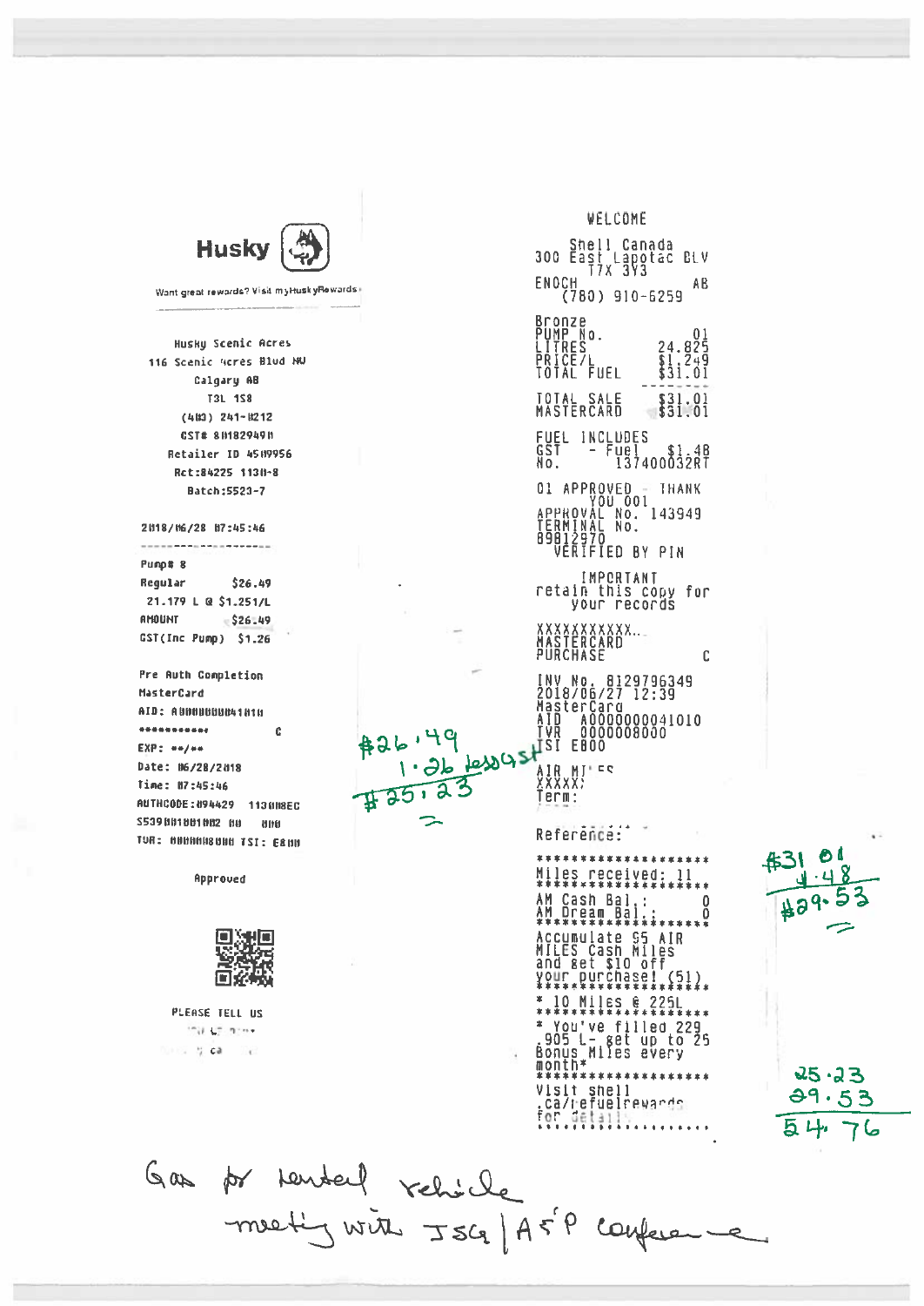**Husky**

Want great rewards? Visit myHuskyRewards

Husky Scenic Acres
116 Scenic Acres Blvd NW
Calgary AB
T3L 1S8
(403) 241-0212
GST# 801829490
Retailer ID 4509956
Rct:84225 1130-8
Batch:5523-7

2018/06/28 07:45:46

Pump# 8
Regular $26.49
21.179 L @ $1.251/L
AMOUNT $26.49
GST(Inc Pump) $1.26

Pre Auth Completion
MasterCard
AID: A0000000041010
*********** C
EXP: **/**
Date: 06/28/2018
Time: 07:45:46
AUTHCODE:094429 113008EC
S539001001002 00 000
TVR: 0000008000 TSI: E800

Approved

PLEASE TELL US

---

WELCOME

Shell Canada
300 East Lapotac BLV
T7X 3Y3
ENOCH AB
(780) 910-6259

Bronze
PUMP No. 01
LITRES 24.825
PRICE/L $1.249
TOTAL FUEL $31.01

TOTAL SALE $31.01
MASTERCARD $31.01

FUEL INCLUDES
GST - Fuel $1.48
No. 137400032RT

01 APPROVED - THANK YOU 001
APPROVAL No. 143949
TERMINAL No.
89812970
VERIFIED BY PIN

IMPORTANT
retain this copy for your records

XXXXXXXXXXX..
MASTERCARD
PURCHASE C

INV No. 8129796349
2018/06/27 12:39
MasterCard
AID A0000000041010
TVR 0000008000
TSI E800

AIR MILES
XXXXX
Term:

Reference:

********************
Miles received: 11
********************
AM Cash Bal.: 0
AM Dream Bal.: 0
********************
Accumulate 95 AIR MILES Cash Miles and get $10 off your purchase! (51)
********************
* 10 Miles @ 225L
********************
* You've filled 229.905 L- get up to 25 Bonus Miles every month*
********************
Visit shell.ca/refuelrewards for details
********************

---

Handwritten notes:

$26.49
1.26 less GST
$25.23

$31.01
1.48
$29.53

25.23
29.53
54.76

Gas for rented vehicle
meeting with JSG | A5P conference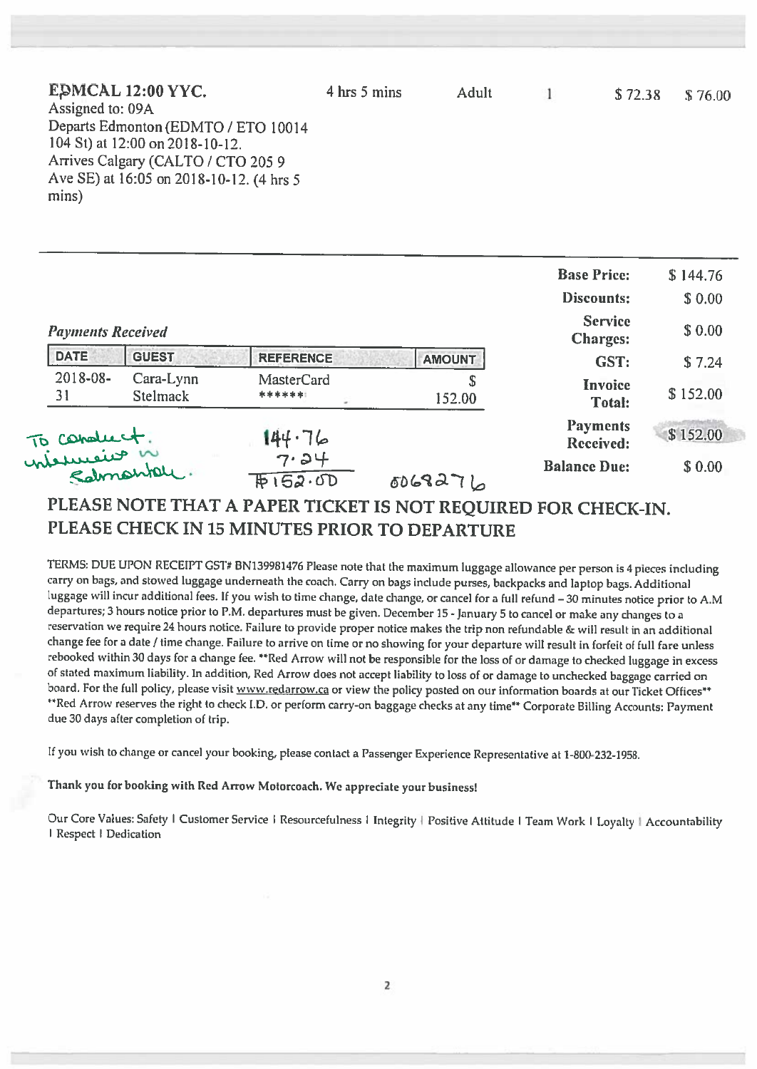| | | | | | |
|---|---|---|---|---|---|
| **EDMCAL 12:00 YYC.** Assigned to: 09A Departs Edmonton (EDMTO / ETO 10014 104 St) at 12:00 on 2018-10-12. Arrives Calgary (CALTO / CTO 205 9 Ave SE) at 16:05 on 2018-10-12. (4 hrs 5 mins) | 4 hrs 5 mins | Adult | 1 | $ 72.38 | $ 76.00 |

| | |
|---|---|
| **Base Price:** | $ 144.76 |
| **Discounts:** | $ 0.00 |
| **Service Charges:** | $ 0.00 |
| **GST:** | $ 7.24 |
| **Invoice Total:** | $ 152.00 |
| **Payments Received:** | $ 152.00 |
| **Balance Due:** | $ 0.00 |

*Payments Received*

| DATE | GUEST | REFERENCE | AMOUNT |
|---|---|---|---|
| 2018-08-31 | Cara-Lynn Stelmack | MasterCard ****** | $ 152.00 |

To conduct interviews in Edmonton.

144.76
7.24
$152.00

6068276

## PLEASE NOTE THAT A PAPER TICKET IS NOT REQUIRED FOR CHECK-IN. PLEASE CHECK IN 15 MINUTES PRIOR TO DEPARTURE

TERMS: DUE UPON RECEIPT GST# BN139981476 Please note that the maximum luggage allowance per person is 4 pieces including carry on bags, and stowed luggage underneath the coach. Carry on bags include purses, backpacks and laptop bags. Additional luggage will incur additional fees. If you wish to time change, date change, or cancel for a full refund – 30 minutes notice prior to A.M departures; 3 hours notice prior to P.M. departures must be given. December 15 - January 5 to cancel or make any changes to a reservation we require 24 hours notice. Failure to provide proper notice makes the trip non refundable & will result in an additional change fee for a date / time change. Failure to arrive on time or no showing for your departure will result in forfeit of full fare unless rebooked within 30 days for a change fee. **Red Arrow will not be responsible for the loss of or damage to checked luggage in excess of stated maximum liability. In addition, Red Arrow does not accept liability to loss of or damage to unchecked baggage carried on board. For the full policy, please visit www.redarrow.ca or view the policy posted on our information boards at our Ticket Offices** **Red Arrow reserves the right to check I.D. or perform carry-on baggage checks at any time** Corporate Billing Accounts: Payment due 30 days after completion of trip.

If you wish to change or cancel your booking, please contact a Passenger Experience Representative at 1-800-232-1958.

**Thank you for booking with Red Arrow Motorcoach. We appreciate your business!**

Our Core Values: Safety | Customer Service | Resourcefulness | Integrity | Positive Attitude | Team Work | Loyalty | Accountability | Respect | Dedication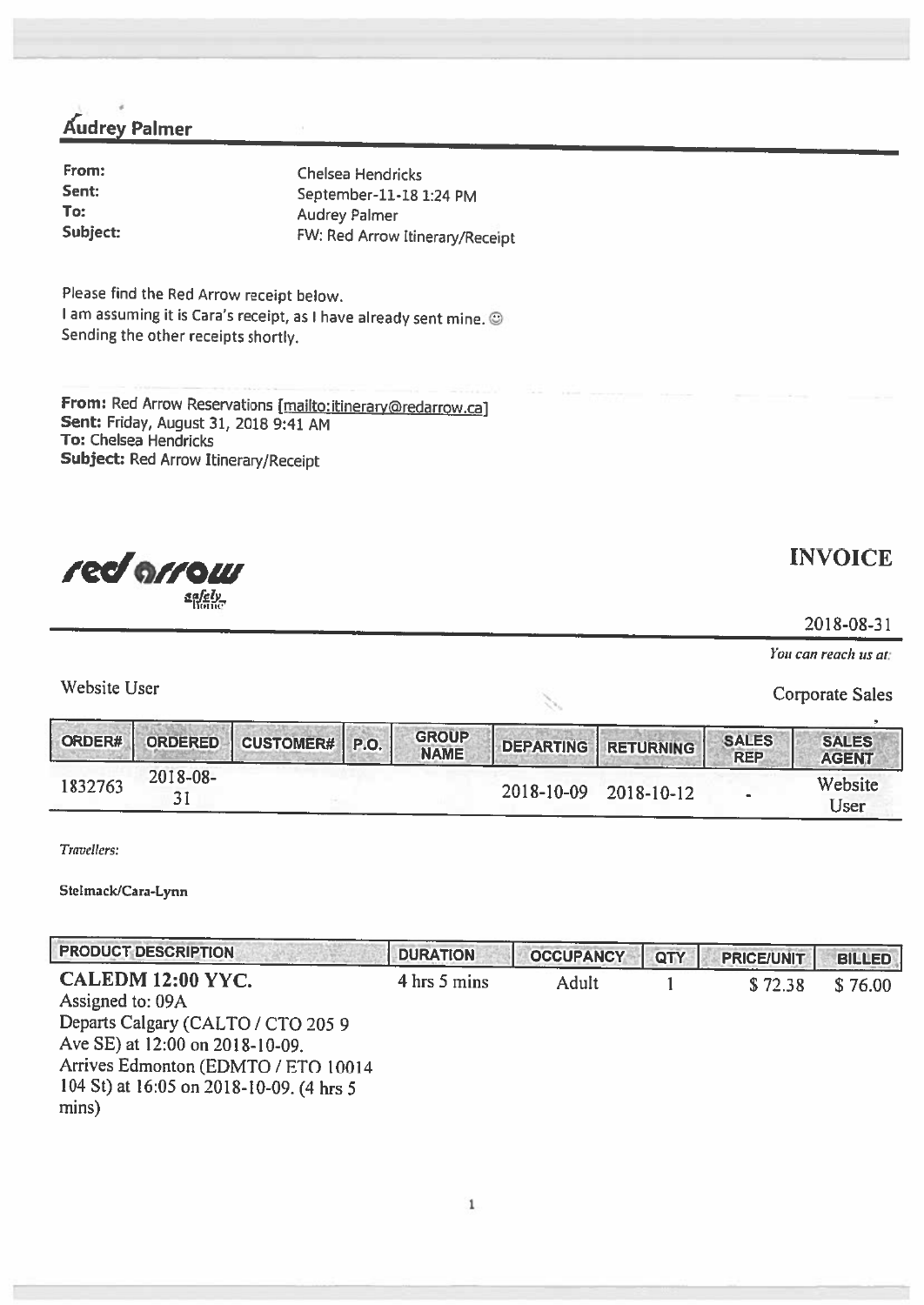## Audrey Palmer

**From:** Chelsea Hendricks
**Sent:** September-11-18 1:24 PM
**To:** Audrey Palmer
**Subject:** FW: Red Arrow Itinerary/Receipt

Please find the Red Arrow receipt below.
I am assuming it is Cara's receipt, as I have already sent mine. ☺
Sending the other receipts shortly.

**From:** Red Arrow Reservations [mailto:itinerary@redarrow.ca]
**Sent:** Friday, August 31, 2018 9:41 AM
**To:** Chelsea Hendricks
**Subject:** Red Arrow Itinerary/Receipt

red arrow
safely home

# INVOICE

2018-08-31

*You can reach us at:*

Website User

Corporate Sales

| ORDER# | ORDERED | CUSTOMER# | P.O. | GROUP NAME | DEPARTING | RETURNING | SALES REP | SALES AGENT |
|---|---|---|---|---|---|---|---|---|
| 1832763 | 2018-08-31 | | | | 2018-10-09 | 2018-10-12 | - | Website User |

*Travellers:*

**Stelmack/Cara-Lynn**

| PRODUCT DESCRIPTION | DURATION | OCCUPANCY | QTY | PRICE/UNIT | BILLED |
|---|---|---|---|---|---|
| **CALEDM 12:00 YYC.** Assigned to: 09A Departs Calgary (CALTO / CTO 205 9 Ave SE) at 12:00 on 2018-10-09. Arrives Edmonton (EDMTO / ETO 10014 104 St) at 16:05 on 2018-10-09. (4 hrs 5 mins) | 4 hrs 5 mins | Adult | 1 | $ 72.38 | $ 76.00 |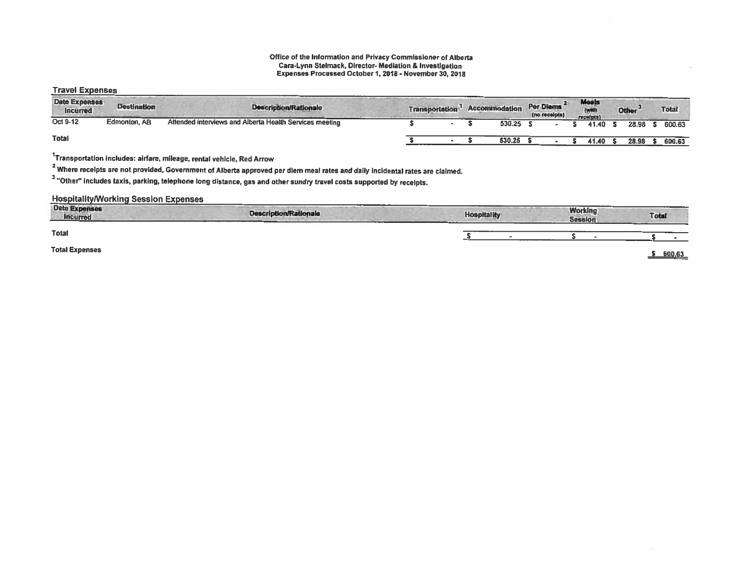**Office of the Information and Privacy Commissioner of Alberta**
**Cara-Lynn Stelmack, Director- Mediation & Investigation**
**Expenses Processed October 1, 2018 - November 30, 2018**

## Travel Expenses

| Date Expenses Incurred | Destination | Description/Rationale | Transportation [1] | Accommodation | Per Diems [2] (no receipts) | Meals (with receipts) | Other [3] | Total |
|---|---|---|---|---|---|---|---|---|
| Oct 9-12 | Edmonton, AB | Attended interviews and Alberta Health Services meeting | $ - | $ 530.25 | $ - | $ 41.40 | $ 28.98 | $ 600.63 |
| **Total** | | | $ - | $ 530.25 | $ - | $ 41.40 | $ 28.98 | $ 600.63 |

[1]Transportation includes: airfare, mileage, rental vehicle, Red Arrow

[2] Where receipts are not provided, Government of Alberta approved per diem meal rates and daily incidental rates are claimed.

[3] "Other" includes taxis, parking, telephone long distance, gas and other sundry travel costs supported by receipts.

## Hospitality/Working Session Expenses

| Date Expenses Incurred | Description/Rationale | Hospitality | Working Session | Total |
|---|---|---|---|---|
| **Total** | | $ - | $ - | $ - |

**Total Expenses** $ 600.63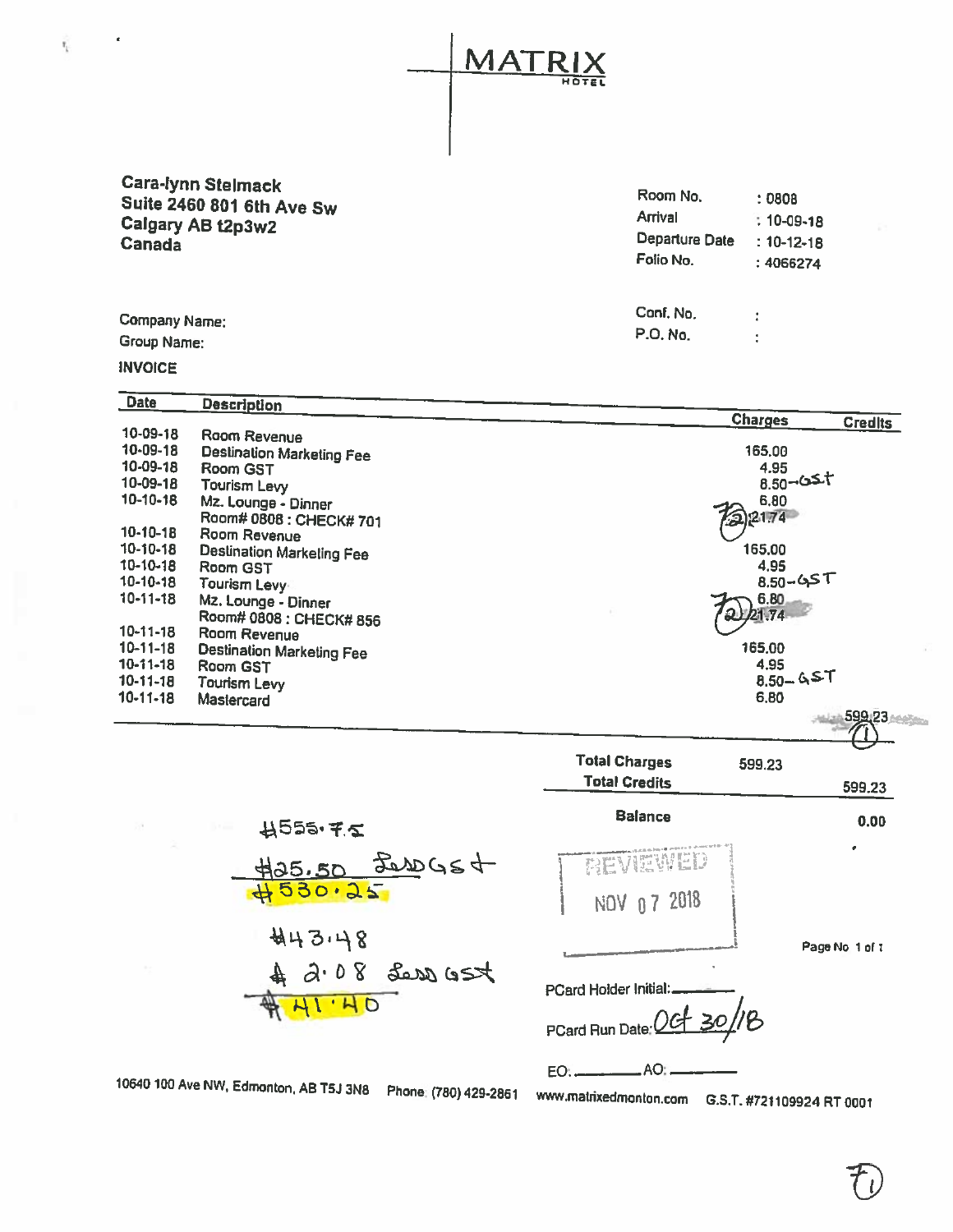# MATRIX
HOTEL

**Cara-lynn Stelmack**
**Suite 2460 801 6th Ave Sw**
**Calgary AB t2p3w2**
**Canada**

| | |
|---|---|
| Room No. | : 0808 |
| Arrival | : 10-09-18 |
| Departure Date | : 10-12-18 |
| Folio No. | : 4066274 |
| Conf. No. | : |
| P.O. No. | : |

Company Name:
Group Name:

**INVOICE**

| Date | Description | Charges | Credits |
|---|---|---|---|
| 10-09-18 | Room Revenue | 165.00 | |
| 10-09-18 | Destination Marketing Fee | 4.95 | |
| 10-09-18 | Room GST | 8.50 – GST | |
| 10-09-18 | Tourism Levy | 6.80 | |
| 10-10-18 | Mz. Lounge - Dinner<br>Room# 0808 : CHECK# 701 | (2) 21.74 | |
| 10-10-18 | Room Revenue | 165.00 | |
| 10-10-18 | Destination Marketing Fee | 4.95 | |
| 10-10-18 | Room GST | 8.50 – GST | |
| 10-10-18 | Tourism Levy | 6.80 | |
| 10-11-18 | Mz. Lounge - Dinner<br>Room# 0808 : CHECK# 856 | (2) 21.74 | |
| 10-11-18 | Room Revenue | 165.00 | |
| 10-11-18 | Destination Marketing Fee | 4.95 | |
| 10-11-18 | Room GST | 8.50 – GST | |
| 10-11-18 | Tourism Levy | 6.80 | |
| 10-11-18 | Mastercard | | 599.23 (1) |

| | Charges | Credits |
|---|---|---|
| **Total Charges** | 599.23 | |
| **Total Credits** | | 599.23 |
| **Balance** | | 0.00 |

$555.75
$25.50 Less GST
$530.25

$43.48
$2.08 Less GST
$41.40

REVIEWED
NOV 07 2018

PCard Holder Initial: ________

PCard Run Date: Oct 30/18

EO: ________ AO: ________

10640 100 Ave NW, Edmonton, AB T5J 3N8 Phone (780) 429-2861 www.matrixedmonton.com G.S.T. #721109924 RT 0001

F1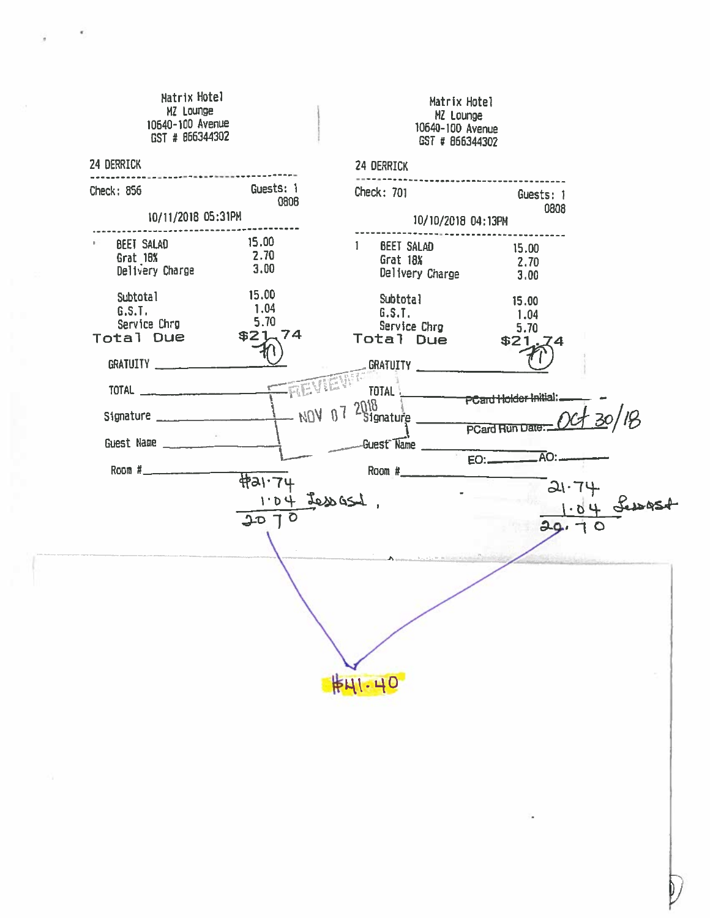Matrix Hotel
MZ Lounge
10640-100 Avenue
GST # 866344302

24 DERRICK

Check: 856 | Guests: 1 | 0808

10/11/2018 05:31PM

| | |
|---|---|
| BEET SALAD | 15.00 |
| Grat 18% | 2.70 |
| Delivery Charge | 3.00 |
| Subtotal | 15.00 |
| G.S.T. | 1.04 |
| Service Chrg | 5.70 |
| **Total Due** | **$21.74** |

GRATUITY ____________

TOTAL ____________

Signature ____________

Guest Name ____________

Room # ____________

REVIEWED NOV 07 2018

$21.74
1.04 Less GST
20.70

---

Matrix Hotel
MZ Lounge
10640-100 Avenue
GST # 866344302

24 DERRICK

Check: 701 | Guests: 1 | 0808

10/10/2018 04:13PM

| | |
|---|---|
| 1 BEET SALAD | 15.00 |
| Grat 18% | 2.70 |
| Delivery Charge | 3.00 |
| Subtotal | 15.00 |
| G.S.T. | 1.04 |
| Service Chrg | 5.70 |
| **Total Due** | **$21.74** |

GRATUITY ____________

TOTAL ____________

Signature ____________

Guest Name ____________

Room # ____________

PCard Holder Initial: ____________

PCard Run Date: Oct 30/18

EO: ________ AO: ________

21.74
1.04 Less GST
20.70

---

$41.40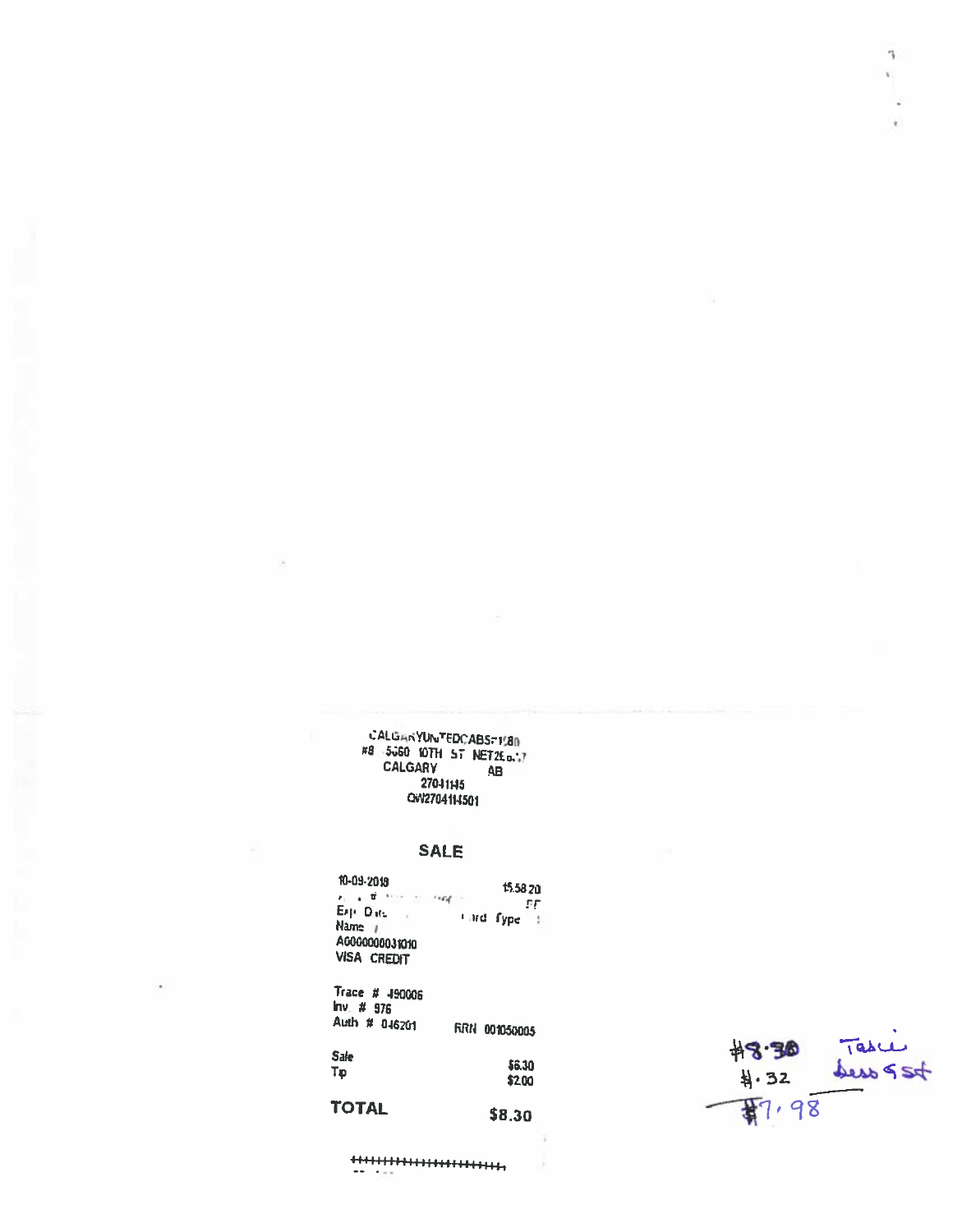CALGARYUNITEDCABSF1580
#8 5060 10TH ST NET2E...7
CALGARY AB
27041145
CW27041145O1

## SALE

10-09-2018 15:58:20

Exp Date Card Type

Name

A0000000031010

VISA CREDIT

Trace # 490006
Inv # 976
Auth # 046201 RRN 001050005

| | |
|---|---|
| Sale | $6.30 |
| Tip | $2.00 |

| | |
|---|---|
| **TOTAL** | **$8.30** |

$8.30 Taxi
$.32 less GST
$7.98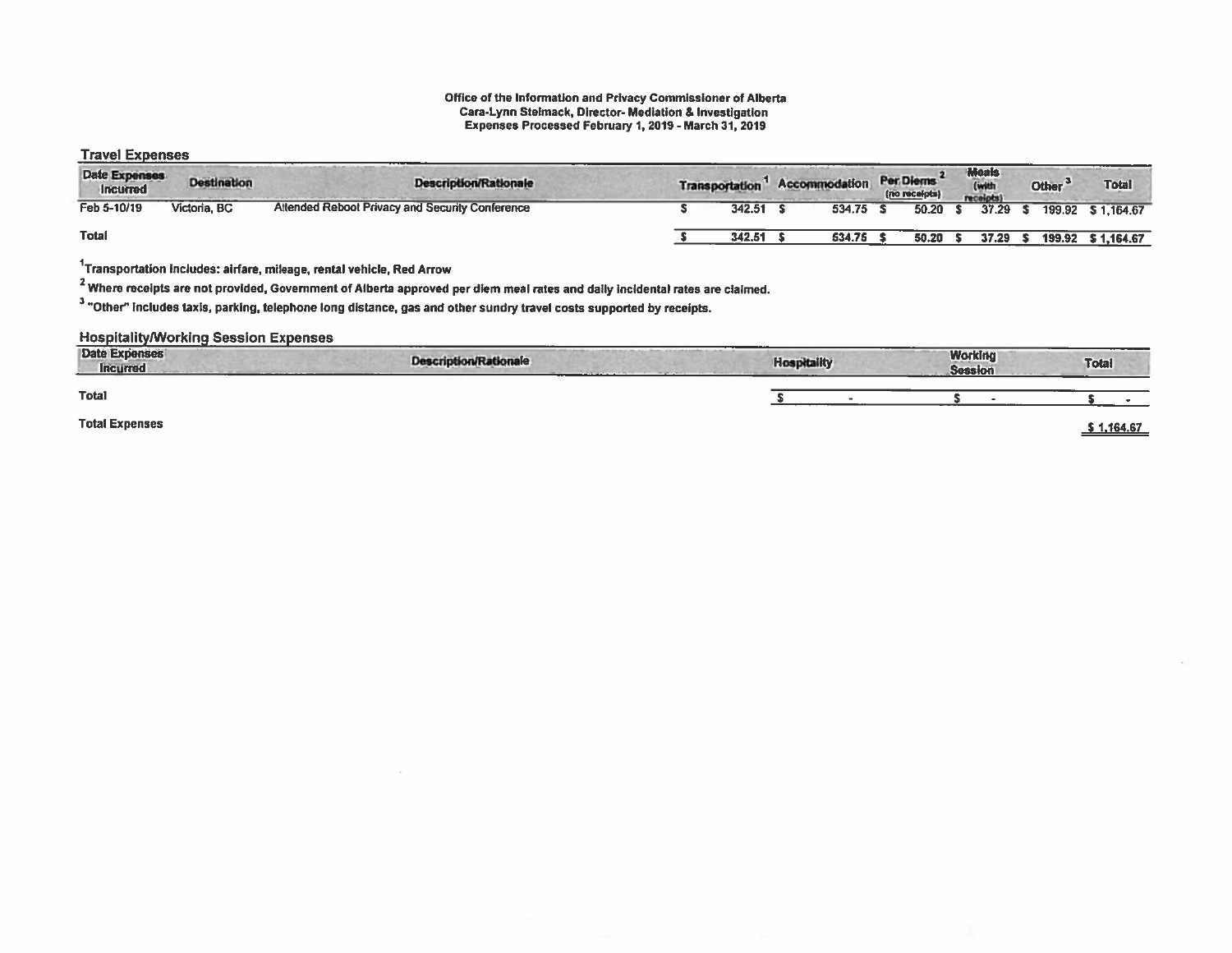**Office of the Information and Privacy Commissioner of Alberta**
**Cara-Lynn Stelmack, Director- Mediation & Investigation**
**Expenses Processed February 1, 2019 - March 31, 2019**

## Travel Expenses

| Date Expenses Incurred | Destination | Description/Rationale | Transportation [1] | Accommodation | Per Diems [2] (no receipts) | Meals (with receipts) | Other [3] | Total |
|---|---|---|---|---|---|---|---|---|
| Feb 5-10/19 | Victoria, BC | Attended Reboot Privacy and Security Conference | $ 342.51 | $ 534.75 | $ 50.20 | $ 37.29 | $ 199.92 | $ 1,164.67 |
| **Total** | | | $ 342.51 | $ 534.75 | $ 50.20 | $ 37.29 | $ 199.92 | $ 1,164.67 |

[1]Transportation includes: airfare, mileage, rental vehicle, Red Arrow

[2] Where receipts are not provided, Government of Alberta approved per diem meal rates and daily incidental rates are claimed.

[3] "Other" includes taxis, parking, telephone long distance, gas and other sundry travel costs supported by receipts.

## Hospitality/Working Session Expenses

| Date Expenses Incurred | Description/Rationale | Hospitality | Working Session | Total |
|---|---|---|---|---|
| **Total** | | $ - | $ - | $ - |

**Total Expenses** $ 1,164.67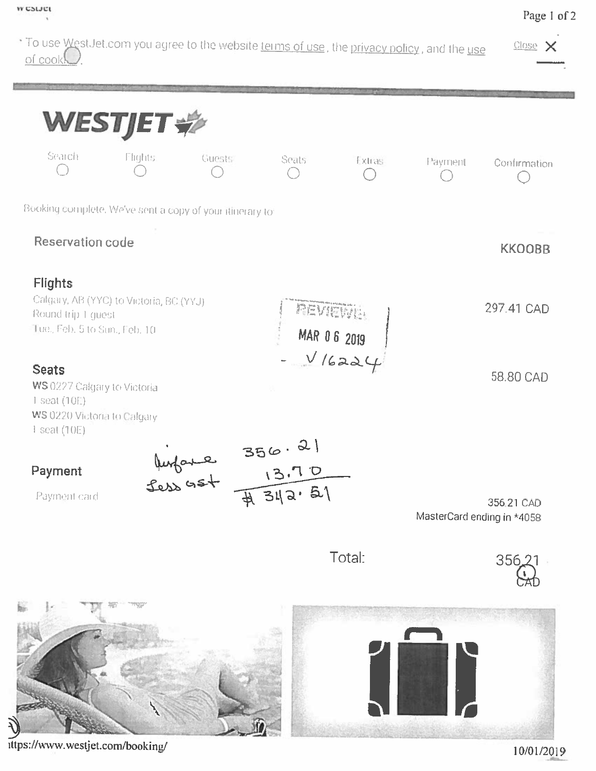* To use WestJet.com you agree to the website terms of use, the privacy policy, and the use of cookies.

Close X

# WESTJET

Search | Flights | Guests | Seats | Extras | Payment | Confirmation

Booking complete. We've sent a copy of your itinerary to

**Reservation code** KKOOBB

**Flights**

Calgary, AB (YYC) to Victoria, BC (YYJ)
Round trip 1 guest
Tue., Feb. 5 to Sun., Feb. 10

297.41 CAD

REVIEWED
MAR 06 2019
V16224

**Seats**

WS 0227 Calgary to Victoria
1 seat (10E)
WS 0220 Victoria to Calgary
1 seat (10E)

58.80 CAD

**Payment**

Payment card

Airfare 356.21
Less GST 13.70
# 342.51

356.21 CAD
MasterCard ending in *4058

Total: 356.21 CAD

https://www.westjet.com/booking/

10/01/2019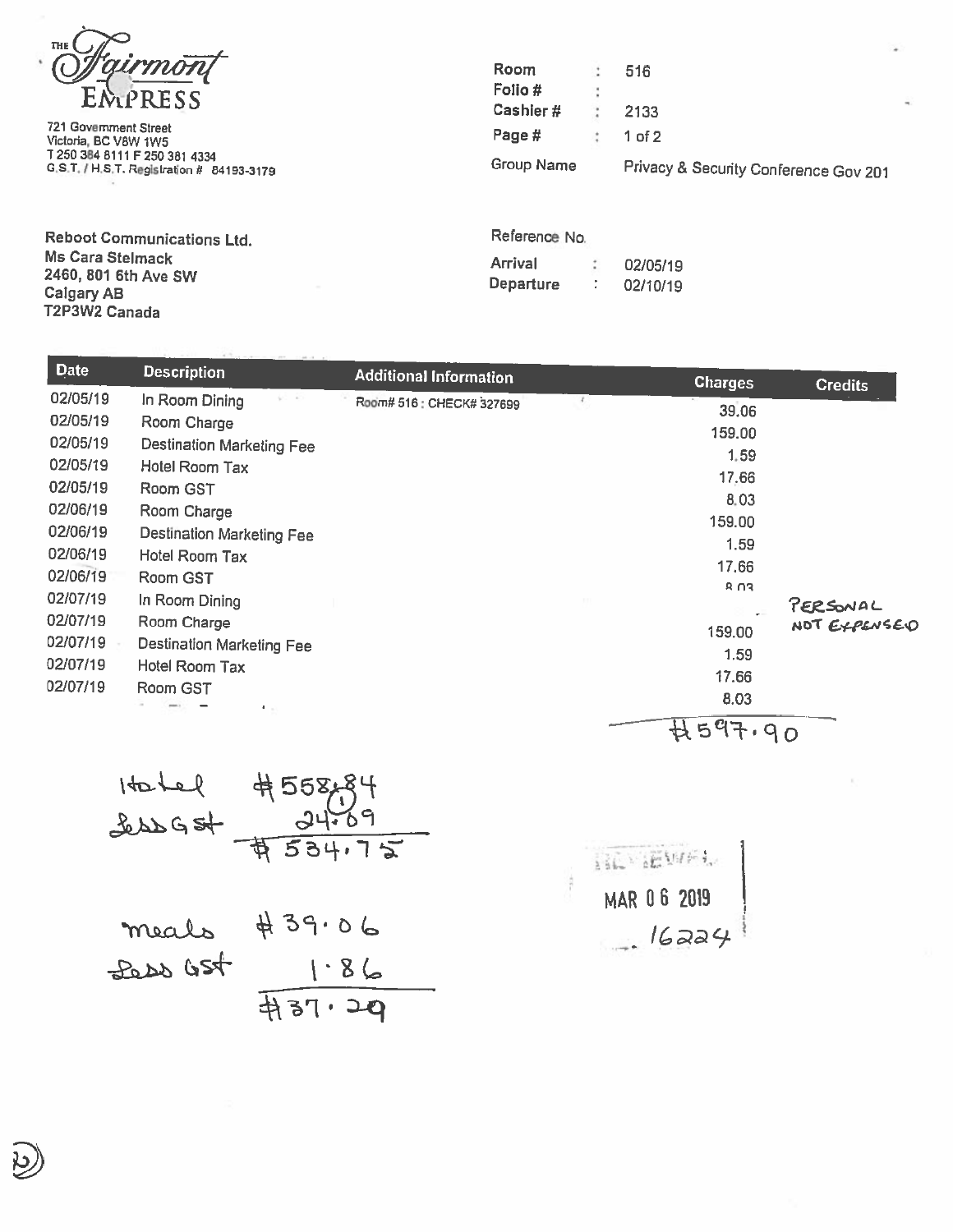**THE Fairmont EMPRESS**

721 Government Street
Victoria, BC V8W 1W5
T 250 384 8111 F 250 381 4334
G.S.T. / H.S.T. Registration # 84193-3179

| | | |
|---|---|---|
| Room | : | 516 |
| Folio # | : | |
| Cashier # | : | 2133 |
| Page # | : | 1 of 2 |
| Group Name | | Privacy & Security Conference Gov 201 |

Reboot Communications Ltd.
Ms Cara Stelmack
2460, 801 6th Ave SW
Calgary AB
T2P3W2 Canada

Reference No.

| | | |
|---|---|---|
| Arrival | : | 02/05/19 |
| Departure | : | 02/10/19 |

| Date | Description | Additional Information | Charges | Credits |
|---|---|---|---|---|
| 02/05/19 | In Room Dining | Room# 516 : CHECK# 327699 | 39.06 | |
| 02/05/19 | Room Charge | | 159.00 | |
| 02/05/19 | Destination Marketing Fee | | 1.59 | |
| 02/05/19 | Hotel Room Tax | | 17.66 | |
| 02/05/19 | Room GST | | 8.03 | |
| 02/06/19 | Room Charge | | 159.00 | |
| 02/06/19 | Destination Marketing Fee | | 1.59 | |
| 02/06/19 | Hotel Room Tax | | 17.66 | |
| 02/06/19 | Room GST | | 8.03 | |
| 02/07/19 | In Room Dining | | | PERSONAL NOT EXPENSED |
| 02/07/19 | Room Charge | | 159.00 | |
| 02/07/19 | Destination Marketing Fee | | 1.59 | |
| 02/07/19 | Hotel Room Tax | | 17.66 | |
| 02/07/19 | Room GST | | 8.03 | |
| | | | $597.90 | |

Hotel $558.84
Less GST 24.09
$534.75

Meals $39.06
Less GST 1.86
$37.20

REVIEWED
MAR 06 2019
16224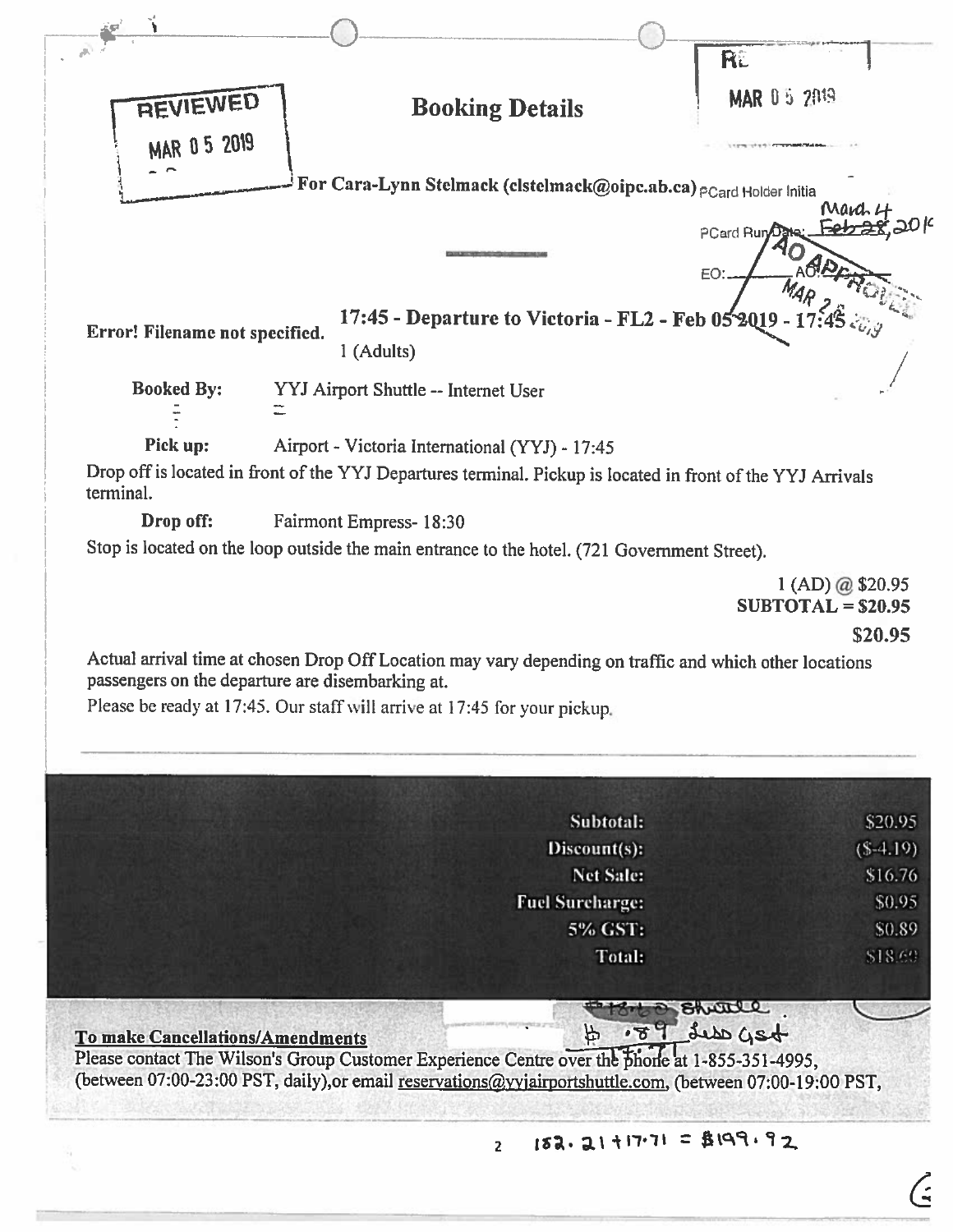REVIEWED
MAR 05 2019

# Booking Details

RE
MAR 05 2019

For Cara-Lynn Stelmack (clstelmack@oipc.ab.ca) PCard Holder Initia

PCard Run Date: ~~Feb 28~~ March 4, 2019

EO: AO:

AO APPROVED MAR 26 2019

Error! Filename not specified.

17:45 - Departure to Victoria - FL2 - Feb 05 2019 - 17:45

1 (Adults)

**Booked By:** YYJ Airport Shuttle -- Internet User

**Pick up:** Airport - Victoria International (YYJ) - 17:45

Drop off is located in front of the YYJ Departures terminal. Pickup is located in front of the YYJ Arrivals terminal.

**Drop off:** Fairmont Empress- 18:30

Stop is located on the loop outside the main entrance to the hotel. (721 Government Street).

1 (AD) @ $20.95
**SUBTOTAL = $20.95**

**$20.95**

Actual arrival time at chosen Drop Off Location may vary depending on traffic and which other locations passengers on the departure are disembarking at.

Please be ready at 17:45. Our staff will arrive at 17:45 for your pickup.

| | |
|---|---|
| **Subtotal:** | $20.95 |
| **Discount(s):** | ($-4.19) |
| **Net Sale:** | $16.76 |
| **Fuel Surcharge:** | $0.95 |
| **5% GST:** | $0.89 |
| **Total:** | $18.60 |

$18.60 shuttle
$ .89 less GST
17.71

**To make Cancellations/Amendments**

Please contact The Wilson's Group Customer Experience Centre over the phone at 1-855-351-4995, (between 07:00-23:00 PST, daily),or email reservations@yyjairportshuttle.com, (between 07:00-19:00 PST,

182.21 + 17.71 = $199.92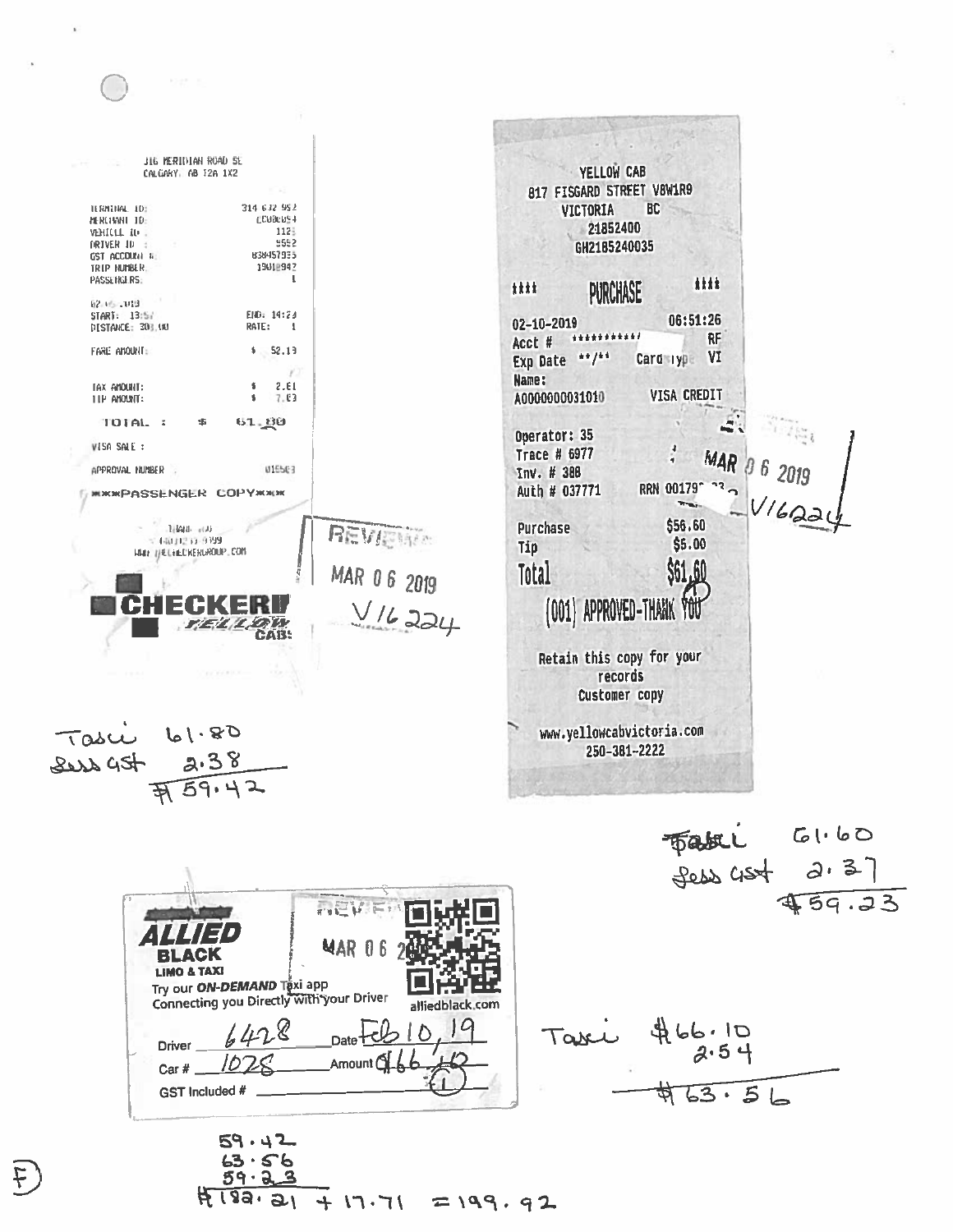216 MERIDIAN ROAD SE
CALGARY, AB T2A 1X2

| | |
|---|---|
| TERMINAL ID: | 314 632 952 |
| MERCHANT ID: | LCU86054 |
| VEHICLE ID: | 1125 |
| DRIVER ID: | 5552 |
| GST ACCOUNT #: | 838457935 |
| TRIP NUMBER: | 19018942 |
| PASSENGERS: | 1 |

02/16/2019
START: 13:57 END: 14:23
DISTANCE: 303.00 RATE: 1

FARE AMOUNT: $ 52.19

TAX AMOUNT: $ 2.61
TIP AMOUNT: $ 7.03

TOTAL : $ 61.80

VISA SALE :

APPROVAL NUMBER 015563

***PASSENGER COPY***

THANK YOU
WWW.CHECKERGROUP.COM

CHECKER YELLOW CABS

REVIEWED
MAR 06 2019
V16224

Taxi 61.80
Less GST 2.38
$59.42

---

YELLOW CAB
817 FISGARD STREET V8W1R9
VICTORIA BC
21852400
GH2185240035

**** PURCHASE ****

02-10-2019 06:51:26
Acct # **********/ RF
Exp Date **/** Card Typ VI
Name:
A0000000031010 VISA CREDIT

Operator: 35
Trace # 6977
Inv. # 388
Auth # 037771 RRN 00179...

Purchase $56.60
Tip $5.00
Total $61.60

(001) APPROVED-THANK YOU

Retain this copy for your records
Customer copy

www.yellowcabvictoria.com
250-381-2222

MAR 06 2019
V16224

Taxi 61.60
Less GST 2.37
$59.23

---

ALLIED BLACK LIMO & TAXI
Try our ON-DEMAND Taxi app
Connecting you Directly with your Driver
alliedblack.com

REVIEWED MAR 06 2019

Driver 6428 Date Feb 10, 19
Car # 1028 Amount $66.10
GST Included # 

Taxi $66.10
2.54
$63.56

---

59.42
63.56
59.23
$182.21 + 17.71 = 199.92

F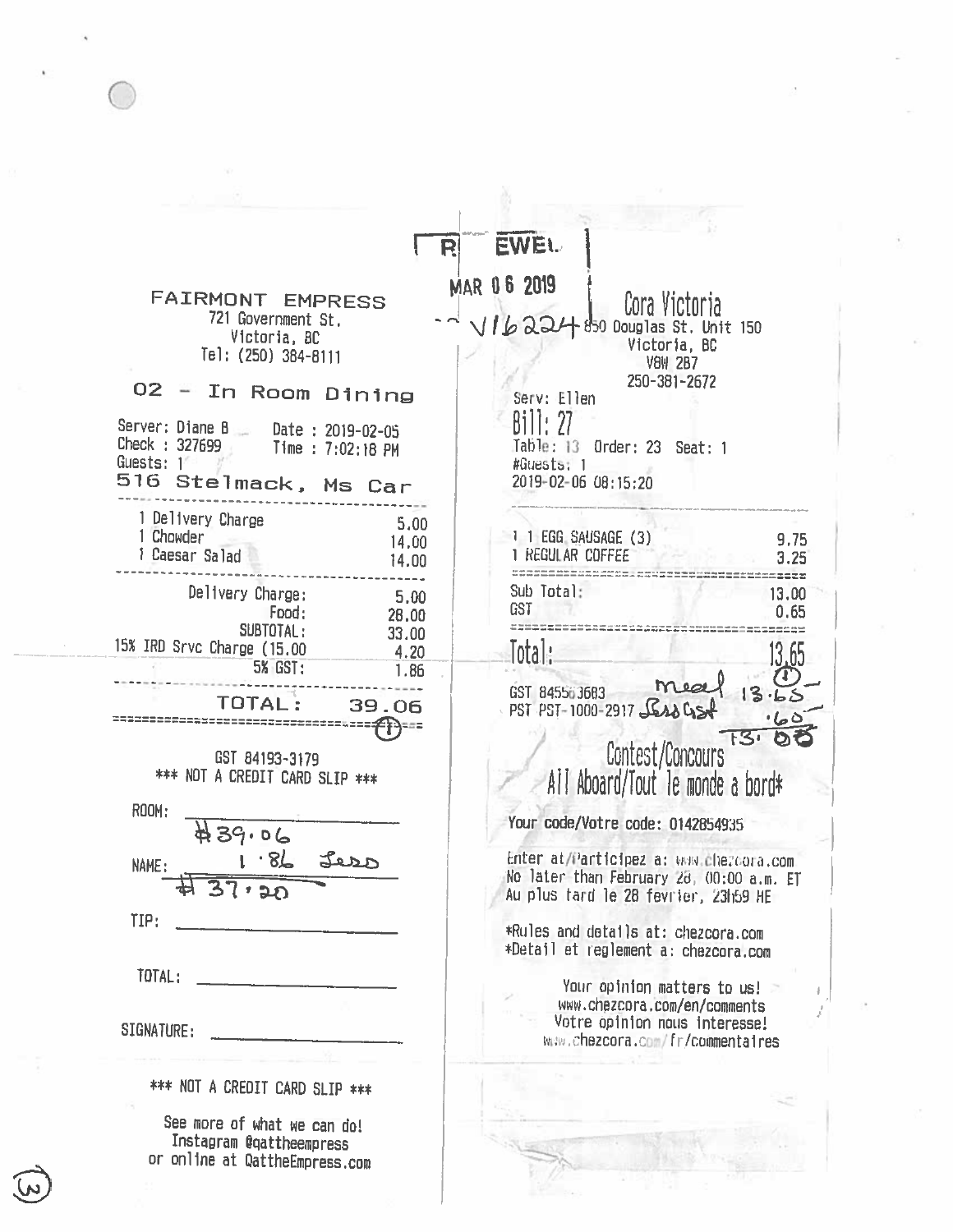FAIRMONT EMPRESS
721 Government St.
Victoria, BC
Tel: (250) 384-8111

02 - In Room Dining

Server: Diane B    Date : 2019-02-05
Check : 327699    Time : 7:02:18 PM
Guests: 1
516 Stelmack, Ms Car

| | |
|---|---|
| 1 Delivery Charge | 5.00 |
| 1 Chowder | 14.00 |
| 1 Caesar Salad | 14.00 |
| Delivery Charge: | 5.00 |
| Food: | 28.00 |
| SUBTOTAL: | 33.00 |
| 15% IRD Srvc Charge (15.00 | 4.20 |
| 5% GST: | 1.86 |
| TOTAL: | 39.06 |

(1)

GST 84193-3179
*** NOT A CREDIT CARD SLIP ***

ROOM: #39.06

NAME: 1.86 Less
#37.20

TIP:

TOTAL:

SIGNATURE:

*** NOT A CREDIT CARD SLIP ***

See more of what we can do!
Instagram @qattheempress
or online at QattheEmpress.com

---

RECEIVED
MAR 06 2019

V16224

Cora Victoria
850 Douglas St. Unit 150
Victoria, BC
V8W 2B7
250-381-2672

Serv: Ellen
Bill: 27
Table: 13  Order: 23  Seat: 1
#Guests: 1
2019-02-06 08:15:20

| | |
|---|---|
| 1 1 EGG SAUSAGE (3) | 9.75 |
| 1 REGULAR COFFEE | 3.25 |
| Sub Total: | 13.00 |
| GST | 0.65 |
| Total: | 13.65 |

GST 845563683
PST PST-1000-2917

(1) meal 13.65
Less GST .60
13.05

Contest/Concours
All Aboard/Tout le monde a bord*

Your code/Votre code: 0142854935

Enter at/Participez a: www.chezcora.com
No later than February 28, 00:00 a.m. ET
Au plus tard le 28 fevrier, 23h59 HE

*Rules and details at: chezcora.com
*Detail et reglement a: chezcora.com

Your opinion matters to us!
www.chezcora.com/en/comments
Votre opinion nous interesse!
www.chezcora.com/fr/commentaires

(3)